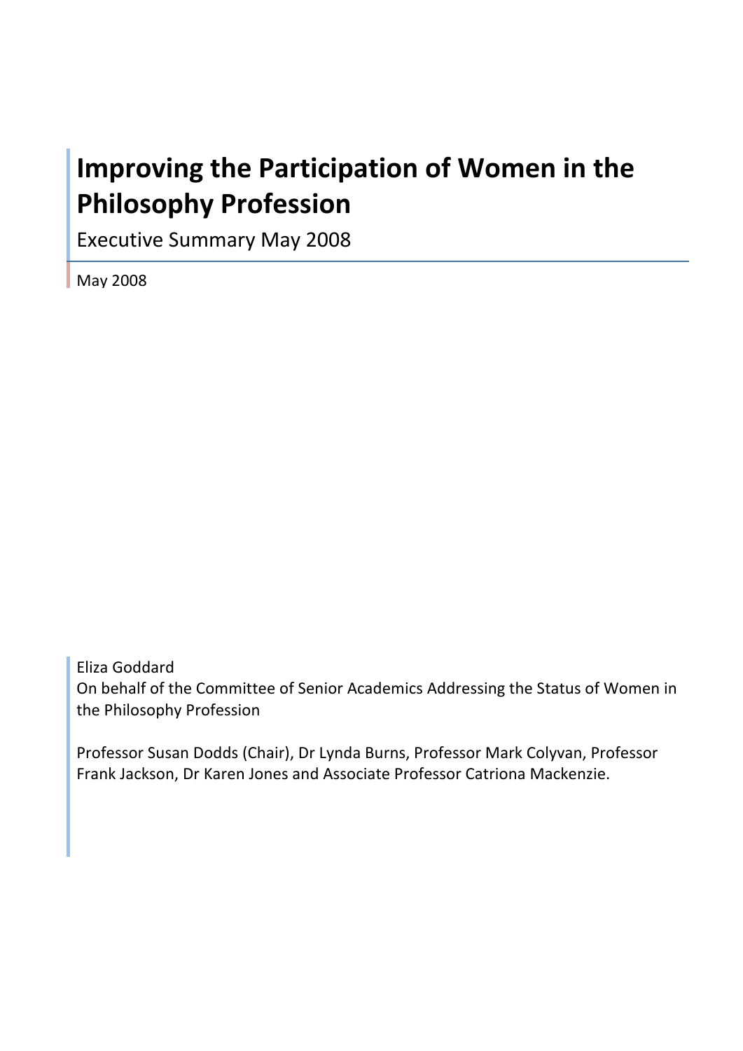# Improving the Participation of Women in the Philosophy Profession

Executive Summary May 2008

May 2008

Eliza Goddard
On behalf of the Committee of Senior Academics Addressing the Status of Women in the Philosophy Profession

Professor Susan Dodds (Chair), Dr Lynda Burns, Professor Mark Colyvan, Professor Frank Jackson, Dr Karen Jones and Associate Professor Catriona Mackenzie.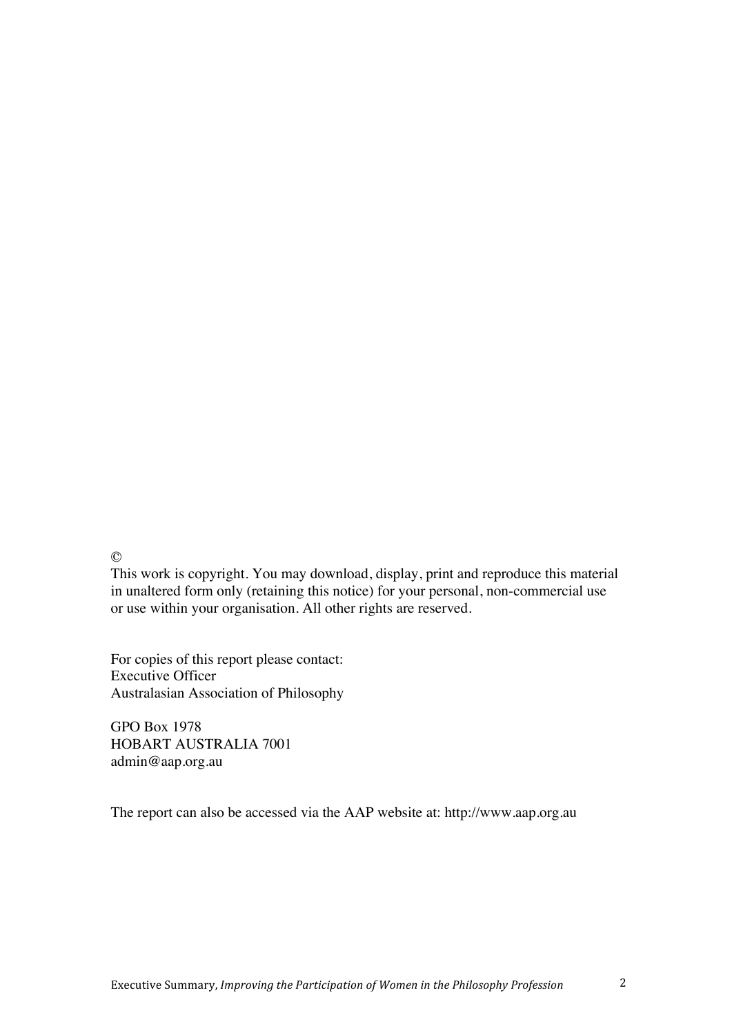©

This work is copyright. You may download, display, print and reproduce this material in unaltered form only (retaining this notice) for your personal, non-commercial use or use within your organisation. All other rights are reserved.

For copies of this report please contact:
Executive Officer
Australasian Association of Philosophy

GPO Box 1978
HOBART AUSTRALIA 7001
admin@aap.org.au

The report can also be accessed via the AAP website at: http://www.aap.org.au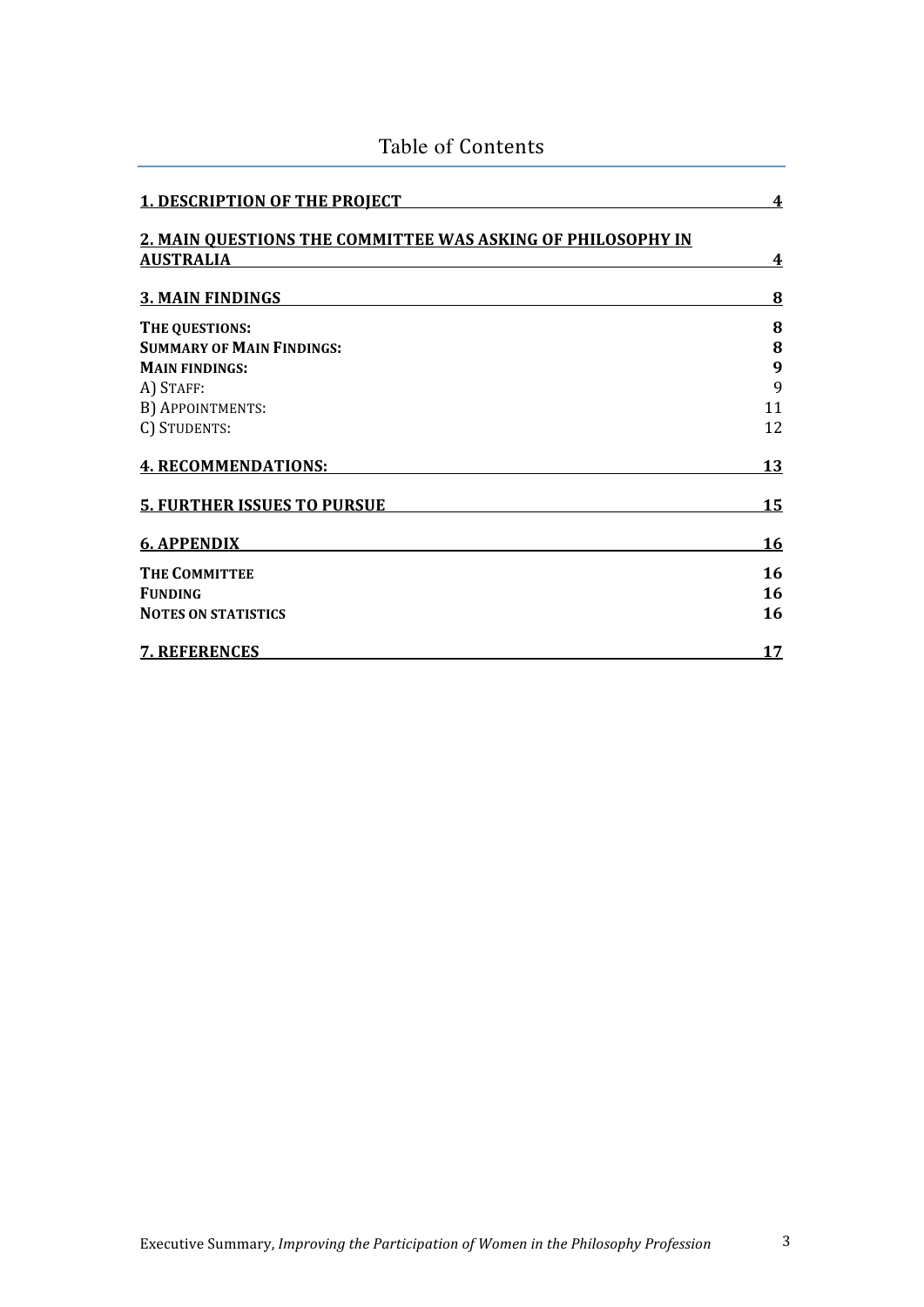# Table of Contents

| | |
|---|---|
| **1. DESCRIPTION OF THE PROJECT** | **4** |
| **2. MAIN QUESTIONS THE COMMITTEE WAS ASKING OF PHILOSOPHY IN AUSTRALIA** | **4** |
| **3. MAIN FINDINGS** | **8** |
| **THE QUESTIONS:** | **8** |
| **SUMMARY OF MAIN FINDINGS:** | **8** |
| **MAIN FINDINGS:** | **9** |
| A) STAFF: | 9 |
| B) APPOINTMENTS: | 11 |
| C) STUDENTS: | 12 |
| **4. RECOMMENDATIONS:** | **13** |
| **5. FURTHER ISSUES TO PURSUE** | **15** |
| **6. APPENDIX** | **16** |
| **THE COMMITTEE** | **16** |
| **FUNDING** | **16** |
| **NOTES ON STATISTICS** | **16** |
| **7. REFERENCES** | **17** |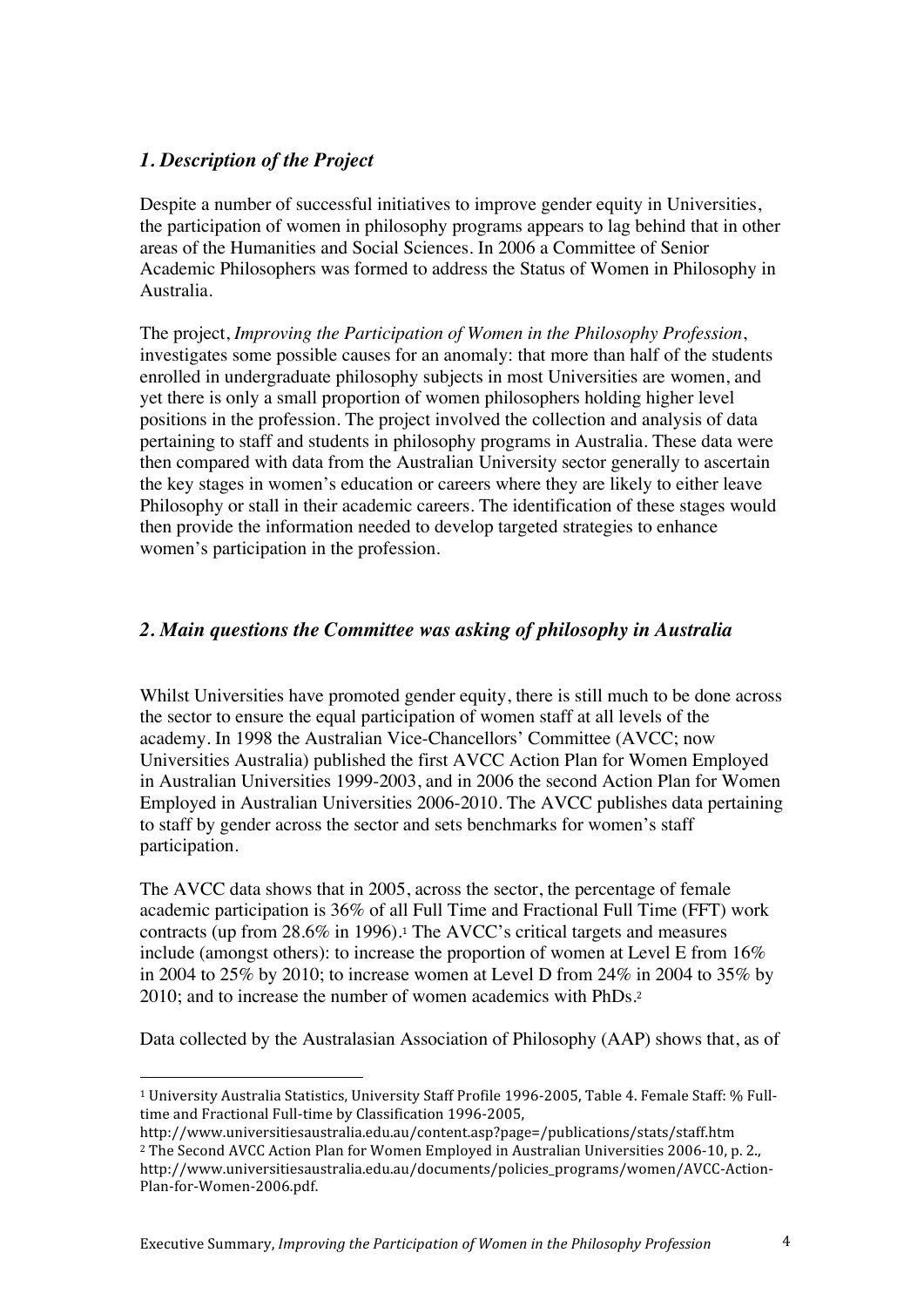## *1. Description of the Project*

Despite a number of successful initiatives to improve gender equity in Universities, the participation of women in philosophy programs appears to lag behind that in other areas of the Humanities and Social Sciences. In 2006 a Committee of Senior Academic Philosophers was formed to address the Status of Women in Philosophy in Australia.

The project, *Improving the Participation of Women in the Philosophy Profession*, investigates some possible causes for an anomaly: that more than half of the students enrolled in undergraduate philosophy subjects in most Universities are women, and yet there is only a small proportion of women philosophers holding higher level positions in the profession. The project involved the collection and analysis of data pertaining to staff and students in philosophy programs in Australia. These data were then compared with data from the Australian University sector generally to ascertain the key stages in women's education or careers where they are likely to either leave Philosophy or stall in their academic careers. The identification of these stages would then provide the information needed to develop targeted strategies to enhance women's participation in the profession.

## *2. Main questions the Committee was asking of philosophy in Australia*

Whilst Universities have promoted gender equity, there is still much to be done across the sector to ensure the equal participation of women staff at all levels of the academy. In 1998 the Australian Vice-Chancellors' Committee (AVCC; now Universities Australia) published the first AVCC Action Plan for Women Employed in Australian Universities 1999-2003, and in 2006 the second Action Plan for Women Employed in Australian Universities 2006-2010. The AVCC publishes data pertaining to staff by gender across the sector and sets benchmarks for women's staff participation.

The AVCC data shows that in 2005, across the sector, the percentage of female academic participation is 36% of all Full Time and Fractional Full Time (FFT) work contracts (up from 28.6% in 1996).[1] The AVCC's critical targets and measures include (amongst others): to increase the proportion of women at Level E from 16% in 2004 to 25% by 2010; to increase women at Level D from 24% in 2004 to 35% by 2010; and to increase the number of women academics with PhDs.[2]

Data collected by the Australasian Association of Philosophy (AAP) shows that, as of

---

[1] University Australia Statistics, University Staff Profile 1996-2005, Table 4. Female Staff: % Full-time and Fractional Full-time by Classification 1996-2005, http://www.universitiesaustralia.edu.au/content.asp?page=/publications/stats/staff.htm

[2] The Second AVCC Action Plan for Women Employed in Australian Universities 2006-10, p. 2., http://www.universitiesaustralia.edu.au/documents/policies_programs/women/AVCC-Action-Plan-for-Women-2006.pdf.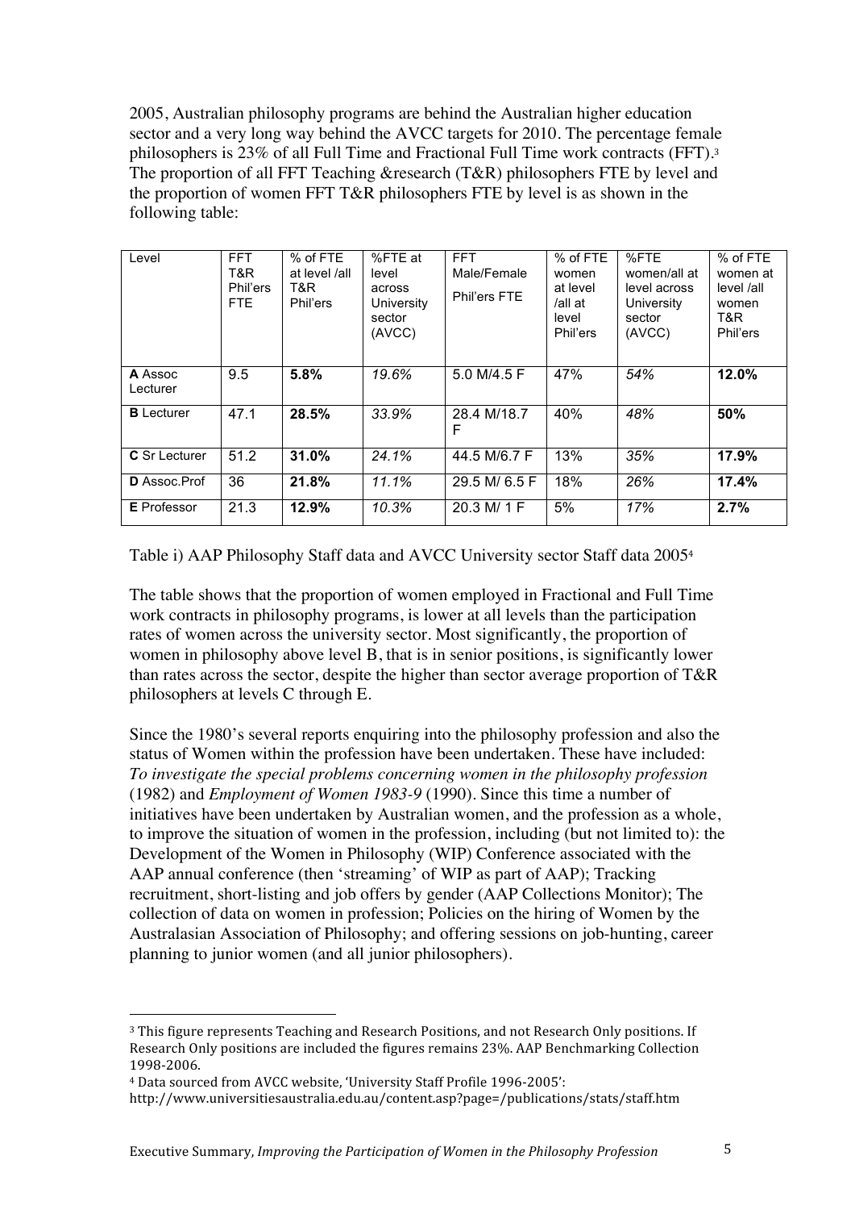2005, Australian philosophy programs are behind the Australian higher education sector and a very long way behind the AVCC targets for 2010. The percentage female philosophers is 23% of all Full Time and Fractional Full Time work contracts (FFT).[3] The proportion of all FFT Teaching &research (T&R) philosophers FTE by level and the proportion of women FFT T&R philosophers FTE by level is as shown in the following table:

| Level | FFT T&R Phil'ers FTE | % of FTE at level /all T&R Phil'ers | %FTE at level across University sector (AVCC) | FFT Male/Female Phil'ers FTE | % of FTE women at level /all at level Phil'ers | %FTE women/all at level across University sector (AVCC) | % of FTE women at level /all women T&R Phil'ers |
|---|---|---|---|---|---|---|---|
| **A** Assoc Lecturer | 9.5 | **5.8%** | *19.6%* | 5.0 M/4.5 F | 47% | *54%* | **12.0%** |
| **B** Lecturer | 47.1 | **28.5%** | *33.9%* | 28.4 M/18.7 F | 40% | *48%* | **50%** |
| **C** Sr Lecturer | 51.2 | **31.0%** | *24.1%* | 44.5 M/6.7 F | 13% | *35%* | **17.9%** |
| **D** Assoc.Prof | 36 | **21.8%** | *11.1%* | 29.5 M/ 6.5 F | 18% | *26%* | **17.4%** |
| **E** Professor | 21.3 | **12.9%** | *10.3%* | 20.3 M/ 1 F | 5% | *17%* | **2.7%** |

Table i) AAP Philosophy Staff data and AVCC University sector Staff data 2005[4]

The table shows that the proportion of women employed in Fractional and Full Time work contracts in philosophy programs, is lower at all levels than the participation rates of women across the university sector. Most significantly, the proportion of women in philosophy above level B, that is in senior positions, is significantly lower than rates across the sector, despite the higher than sector average proportion of T&R philosophers at levels C through E.

Since the 1980's several reports enquiring into the philosophy profession and also the status of Women within the profession have been undertaken. These have included: *To investigate the special problems concerning women in the philosophy profession* (1982) and *Employment of Women 1983-9* (1990). Since this time a number of initiatives have been undertaken by Australian women, and the profession as a whole, to improve the situation of women in the profession, including (but not limited to): the Development of the Women in Philosophy (WIP) Conference associated with the AAP annual conference (then 'streaming' of WIP as part of AAP); Tracking recruitment, short-listing and job offers by gender (AAP Collections Monitor); The collection of data on women in profession; Policies on the hiring of Women by the Australasian Association of Philosophy; and offering sessions on job-hunting, career planning to junior women (and all junior philosophers).

---

[3] This figure represents Teaching and Research Positions, and not Research Only positions. If Research Only positions are included the figures remains 23%. AAP Benchmarking Collection 1998-2006.

[4] Data sourced from AVCC website, 'University Staff Profile 1996-2005': http://www.universitiesaustralia.edu.au/content.asp?page=/publications/stats/staff.htm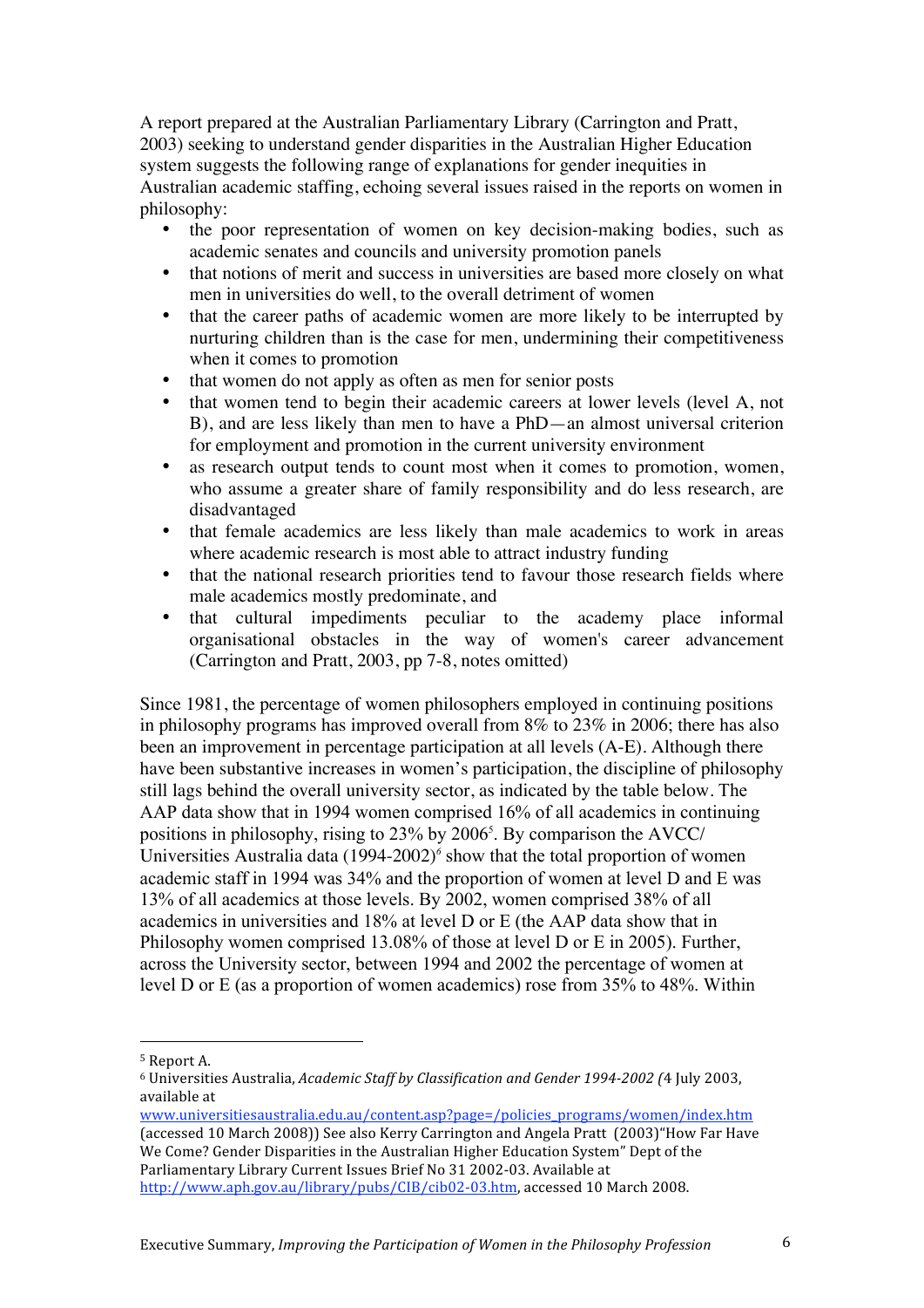A report prepared at the Australian Parliamentary Library (Carrington and Pratt, 2003) seeking to understand gender disparities in the Australian Higher Education system suggests the following range of explanations for gender inequities in Australian academic staffing, echoing several issues raised in the reports on women in philosophy:

- the poor representation of women on key decision-making bodies, such as academic senates and councils and university promotion panels
- that notions of merit and success in universities are based more closely on what men in universities do well, to the overall detriment of women
- that the career paths of academic women are more likely to be interrupted by nurturing children than is the case for men, undermining their competitiveness when it comes to promotion
- that women do not apply as often as men for senior posts
- that women tend to begin their academic careers at lower levels (level A, not B), and are less likely than men to have a PhD—an almost universal criterion for employment and promotion in the current university environment
- as research output tends to count most when it comes to promotion, women, who assume a greater share of family responsibility and do less research, are disadvantaged
- that female academics are less likely than male academics to work in areas where academic research is most able to attract industry funding
- that the national research priorities tend to favour those research fields where male academics mostly predominate, and
- that cultural impediments peculiar to the academy place informal organisational obstacles in the way of women's career advancement (Carrington and Pratt, 2003, pp 7-8, notes omitted)

Since 1981, the percentage of women philosophers employed in continuing positions in philosophy programs has improved overall from 8% to 23% in 2006; there has also been an improvement in percentage participation at all levels (A-E). Although there have been substantive increases in women's participation, the discipline of philosophy still lags behind the overall university sector, as indicated by the table below. The AAP data show that in 1994 women comprised 16% of all academics in continuing positions in philosophy, rising to 23% by 2006[5]. By comparison the AVCC/ Universities Australia data (1994-2002)[6] show that the total proportion of women academic staff in 1994 was 34% and the proportion of women at level D and E was 13% of all academics at those levels. By 2002, women comprised 38% of all academics in universities and 18% at level D or E (the AAP data show that in Philosophy women comprised 13.08% of those at level D or E in 2005). Further, across the University sector, between 1994 and 2002 the percentage of women at level D or E (as a proportion of women academics) rose from 35% to 48%. Within

---

[5] Report A.

[6] Universities Australia, *Academic Staff by Classification and Gender 1994-2002 (*4 July 2003, available at www.universitiesaustralia.edu.au/content.asp?page=/policies_programs/women/index.htm (accessed 10 March 2008)) See also Kerry Carrington and Angela Pratt (2003)"How Far Have We Come? Gender Disparities in the Australian Higher Education System" Dept of the Parliamentary Library Current Issues Brief No 31 2002-03. Available at http://www.aph.gov.au/library/pubs/CIB/cib02-03.htm, accessed 10 March 2008.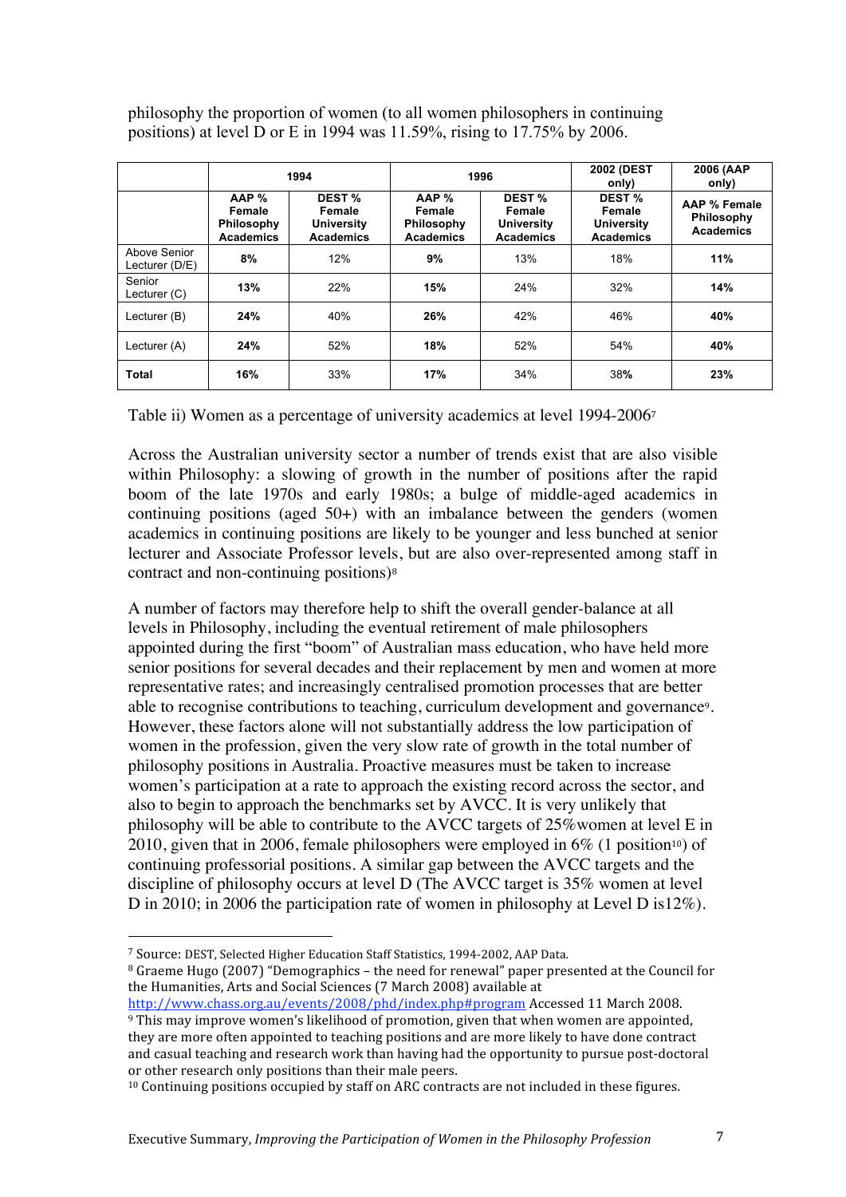philosophy the proportion of women (to all women philosophers in continuing positions) at level D or E in 1994 was 11.59%, rising to 17.75% by 2006.

| | 1994 | | 1996 | | 2002 (DEST only) | 2006 (AAP only) |
|---|---|---|---|---|---|---|
| | **AAP % Female Philosophy Academics** | **DEST % Female University Academics** | **AAP % Female Philosophy Academics** | **DEST % Female University Academics** | **DEST % Female University Academics** | **AAP % Female Philosophy Academics** |
| Above Senior Lecturer (D/E) | **8%** | 12% | **9%** | 13% | 18% | **11%** |
| Senior Lecturer (C) | **13%** | 22% | **15%** | 24% | 32% | **14%** |
| Lecturer (B) | **24%** | 40% | **26%** | 42% | 46% | **40%** |
| Lecturer (A) | **24%** | 52% | **18%** | 52% | 54% | **40%** |
| **Total** | **16%** | 33% | **17%** | 34% | 38**%** | **23%** |

Table ii) Women as a percentage of university academics at level 1994-2006[7]

Across the Australian university sector a number of trends exist that are also visible within Philosophy: a slowing of growth in the number of positions after the rapid boom of the late 1970s and early 1980s; a bulge of middle-aged academics in continuing positions (aged 50+) with an imbalance between the genders (women academics in continuing positions are likely to be younger and less bunched at senior lecturer and Associate Professor levels, but are also over-represented among staff in contract and non-continuing positions)[8]

A number of factors may therefore help to shift the overall gender-balance at all levels in Philosophy, including the eventual retirement of male philosophers appointed during the first "boom" of Australian mass education, who have held more senior positions for several decades and their replacement by men and women at more representative rates; and increasingly centralised promotion processes that are better able to recognise contributions to teaching, curriculum development and governance[9]. However, these factors alone will not substantially address the low participation of women in the profession, given the very slow rate of growth in the total number of philosophy positions in Australia. Proactive measures must be taken to increase women's participation at a rate to approach the existing record across the sector, and also to begin to approach the benchmarks set by AVCC. It is very unlikely that philosophy will be able to contribute to the AVCC targets of 25%women at level E in 2010, given that in 2006, female philosophers were employed in 6% (1 position[10]) of continuing professorial positions. A similar gap between the AVCC targets and the discipline of philosophy occurs at level D (The AVCC target is 35% women at level D in 2010; in 2006 the participation rate of women in philosophy at Level D is12%).

---

[7] Source: DEST, Selected Higher Education Staff Statistics, 1994-2002, AAP Data.

[8] Graeme Hugo (2007) "Demographics – the need for renewal" paper presented at the Council for the Humanities, Arts and Social Sciences (7 March 2008) available at http://www.chass.org.au/events/2008/phd/index.php#program Accessed 11 March 2008.

[9] This may improve women's likelihood of promotion, given that when women are appointed, they are more often appointed to teaching positions and are more likely to have done contract and casual teaching and research work than having had the opportunity to pursue post-doctoral or other research only positions than their male peers.

[10] Continuing positions occupied by staff on ARC contracts are not included in these figures.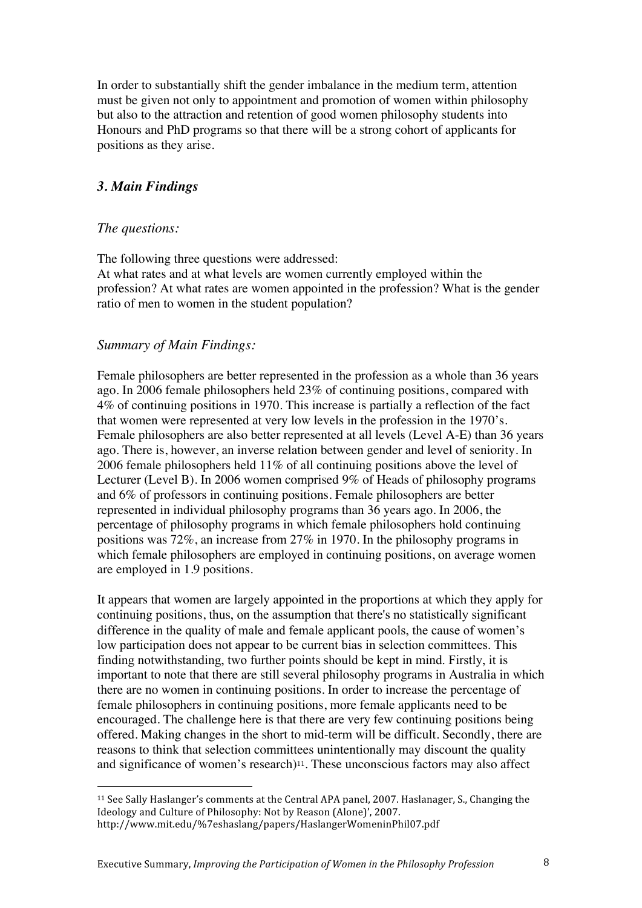In order to substantially shift the gender imbalance in the medium term, attention must be given not only to appointment and promotion of women within philosophy but also to the attraction and retention of good women philosophy students into Honours and PhD programs so that there will be a strong cohort of applicants for positions as they arise.

### *3. Main Findings*

*The questions:*

The following three questions were addressed:
At what rates and at what levels are women currently employed within the profession? At what rates are women appointed in the profession? What is the gender ratio of men to women in the student population?

*Summary of Main Findings:*

Female philosophers are better represented in the profession as a whole than 36 years ago. In 2006 female philosophers held 23% of continuing positions, compared with 4% of continuing positions in 1970. This increase is partially a reflection of the fact that women were represented at very low levels in the profession in the 1970's. Female philosophers are also better represented at all levels (Level A-E) than 36 years ago. There is, however, an inverse relation between gender and level of seniority. In 2006 female philosophers held 11% of all continuing positions above the level of Lecturer (Level B). In 2006 women comprised 9% of Heads of philosophy programs and 6% of professors in continuing positions. Female philosophers are better represented in individual philosophy programs than 36 years ago. In 2006, the percentage of philosophy programs in which female philosophers hold continuing positions was 72%, an increase from 27% in 1970. In the philosophy programs in which female philosophers are employed in continuing positions, on average women are employed in 1.9 positions.

It appears that women are largely appointed in the proportions at which they apply for continuing positions, thus, on the assumption that there's no statistically significant difference in the quality of male and female applicant pools, the cause of women's low participation does not appear to be current bias in selection committees. This finding notwithstanding, two further points should be kept in mind. Firstly, it is important to note that there are still several philosophy programs in Australia in which there are no women in continuing positions. In order to increase the percentage of female philosophers in continuing positions, more female applicants need to be encouraged. The challenge here is that there are very few continuing positions being offered. Making changes in the short to mid-term will be difficult. Secondly, there are reasons to think that selection committees unintentionally may discount the quality and significance of women's research)[11]. These unconscious factors may also affect

[11] See Sally Haslanger's comments at the Central APA panel, 2007. Haslanager, S., Changing the Ideology and Culture of Philosophy: Not by Reason (Alone)', 2007. http://www.mit.edu/%7eshaslang/papers/HaslangerWomeninPhil07.pdf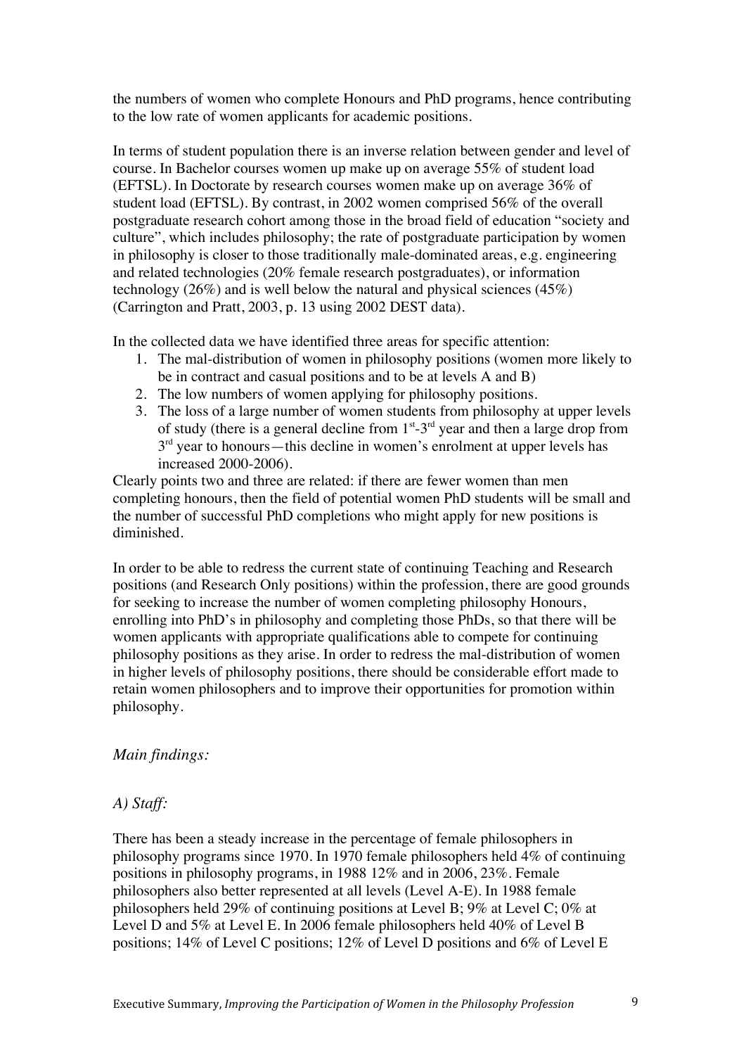the numbers of women who complete Honours and PhD programs, hence contributing to the low rate of women applicants for academic positions.

In terms of student population there is an inverse relation between gender and level of course. In Bachelor courses women up make up on average 55% of student load (EFTSL). In Doctorate by research courses women make up on average 36% of student load (EFTSL). By contrast, in 2002 women comprised 56% of the overall postgraduate research cohort among those in the broad field of education "society and culture", which includes philosophy; the rate of postgraduate participation by women in philosophy is closer to those traditionally male-dominated areas, e.g. engineering and related technologies (20% female research postgraduates), or information technology (26%) and is well below the natural and physical sciences (45%) (Carrington and Pratt, 2003, p. 13 using 2002 DEST data).

In the collected data we have identified three areas for specific attention:

1. The mal-distribution of women in philosophy positions (women more likely to be in contract and casual positions and to be at levels A and B)
2. The low numbers of women applying for philosophy positions.
3. The loss of a large number of women students from philosophy at upper levels of study (there is a general decline from 1st-3rd year and then a large drop from 3rd year to honours—this decline in women's enrolment at upper levels has increased 2000-2006).

Clearly points two and three are related: if there are fewer women than men completing honours, then the field of potential women PhD students will be small and the number of successful PhD completions who might apply for new positions is diminished.

In order to be able to redress the current state of continuing Teaching and Research positions (and Research Only positions) within the profession, there are good grounds for seeking to increase the number of women completing philosophy Honours, enrolling into PhD's in philosophy and completing those PhDs, so that there will be women applicants with appropriate qualifications able to compete for continuing philosophy positions as they arise. In order to redress the mal-distribution of women in higher levels of philosophy positions, there should be considerable effort made to retain women philosophers and to improve their opportunities for promotion within philosophy.

*Main findings:*

*A) Staff:*

There has been a steady increase in the percentage of female philosophers in philosophy programs since 1970. In 1970 female philosophers held 4% of continuing positions in philosophy programs, in 1988 12% and in 2006, 23%. Female philosophers also better represented at all levels (Level A-E). In 1988 female philosophers held 29% of continuing positions at Level B; 9% at Level C; 0% at Level D and 5% at Level E. In 2006 female philosophers held 40% of Level B positions; 14% of Level C positions; 12% of Level D positions and 6% of Level E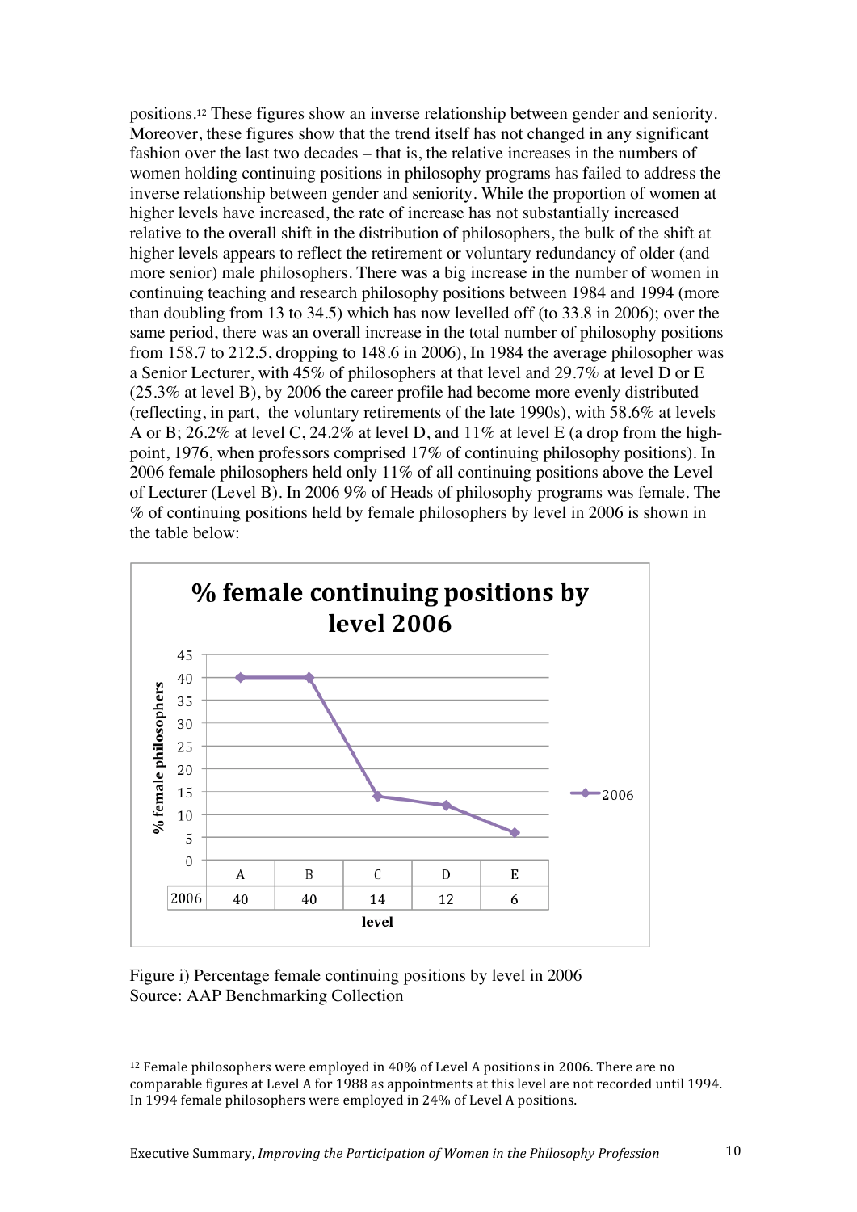positions.[12] These figures show an inverse relationship between gender and seniority. Moreover, these figures show that the trend itself has not changed in any significant fashion over the last two decades – that is, the relative increases in the numbers of women holding continuing positions in philosophy programs has failed to address the inverse relationship between gender and seniority. While the proportion of women at higher levels have increased, the rate of increase has not substantially increased relative to the overall shift in the distribution of philosophers, the bulk of the shift at higher levels appears to reflect the retirement or voluntary redundancy of older (and more senior) male philosophers. There was a big increase in the number of women in continuing teaching and research philosophy positions between 1984 and 1994 (more than doubling from 13 to 34.5) which has now levelled off (to 33.8 in 2006); over the same period, there was an overall increase in the total number of philosophy positions from 158.7 to 212.5, dropping to 148.6 in 2006), In 1984 the average philosopher was a Senior Lecturer, with 45% of philosophers at that level and 29.7% at level D or E (25.3% at level B), by 2006 the career profile had become more evenly distributed (reflecting, in part, the voluntary retirements of the late 1990s), with 58.6% at levels A or B; 26.2% at level C, 24.2% at level D, and 11% at level E (a drop from the high-point, 1976, when professors comprised 17% of continuing philosophy positions). In 2006 female philosophers held only 11% of all continuing positions above the Level of Lecturer (Level B). In 2006 9% of Heads of philosophy programs was female. The % of continuing positions held by female philosophers by level in 2006 is shown in the table below:

**% female continuing positions by level 2006**

| level | A | B | C | D | E |
|---|---|---|---|---|---|
| 2006 | 40 | 40 | 14 | 12 | 6 |

Figure i) Percentage female continuing positions by level in 2006
Source: AAP Benchmarking Collection

[12] Female philosophers were employed in 40% of Level A positions in 2006. There are no comparable figures at Level A for 1988 as appointments at this level are not recorded until 1994. In 1994 female philosophers were employed in 24% of Level A positions.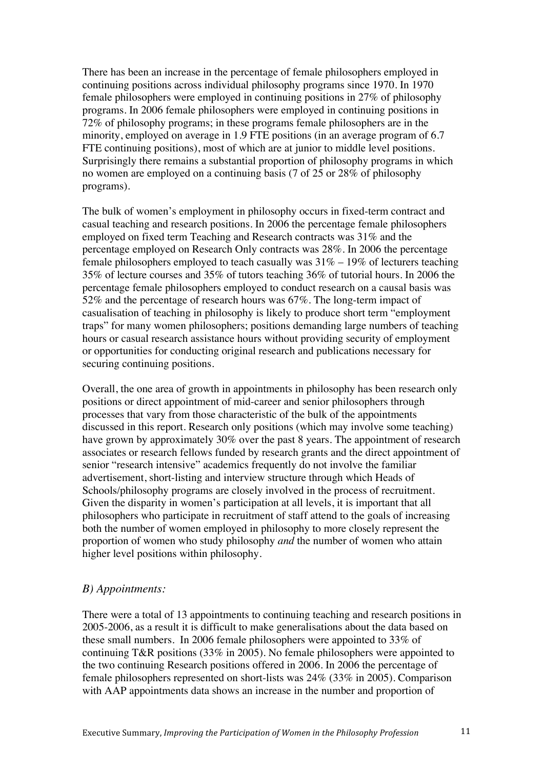There has been an increase in the percentage of female philosophers employed in continuing positions across individual philosophy programs since 1970. In 1970 female philosophers were employed in continuing positions in 27% of philosophy programs. In 2006 female philosophers were employed in continuing positions in 72% of philosophy programs; in these programs female philosophers are in the minority, employed on average in 1.9 FTE positions (in an average program of 6.7 FTE continuing positions), most of which are at junior to middle level positions. Surprisingly there remains a substantial proportion of philosophy programs in which no women are employed on a continuing basis (7 of 25 or 28% of philosophy programs).

The bulk of women's employment in philosophy occurs in fixed-term contract and casual teaching and research positions. In 2006 the percentage female philosophers employed on fixed term Teaching and Research contracts was 31% and the percentage employed on Research Only contracts was 28%. In 2006 the percentage female philosophers employed to teach casually was 31% – 19% of lecturers teaching 35% of lecture courses and 35% of tutors teaching 36% of tutorial hours. In 2006 the percentage female philosophers employed to conduct research on a causal basis was 52% and the percentage of research hours was 67%. The long-term impact of casualisation of teaching in philosophy is likely to produce short term "employment traps" for many women philosophers; positions demanding large numbers of teaching hours or casual research assistance hours without providing security of employment or opportunities for conducting original research and publications necessary for securing continuing positions.

Overall, the one area of growth in appointments in philosophy has been research only positions or direct appointment of mid-career and senior philosophers through processes that vary from those characteristic of the bulk of the appointments discussed in this report. Research only positions (which may involve some teaching) have grown by approximately 30% over the past 8 years. The appointment of research associates or research fellows funded by research grants and the direct appointment of senior "research intensive" academics frequently do not involve the familiar advertisement, short-listing and interview structure through which Heads of Schools/philosophy programs are closely involved in the process of recruitment. Given the disparity in women's participation at all levels, it is important that all philosophers who participate in recruitment of staff attend to the goals of increasing both the number of women employed in philosophy to more closely represent the proportion of women who study philosophy *and* the number of women who attain higher level positions within philosophy.

### *B) Appointments:*

There were a total of 13 appointments to continuing teaching and research positions in 2005-2006, as a result it is difficult to make generalisations about the data based on these small numbers. In 2006 female philosophers were appointed to 33% of continuing T&R positions (33% in 2005). No female philosophers were appointed to the two continuing Research positions offered in 2006. In 2006 the percentage of female philosophers represented on short-lists was 24% (33% in 2005). Comparison with AAP appointments data shows an increase in the number and proportion of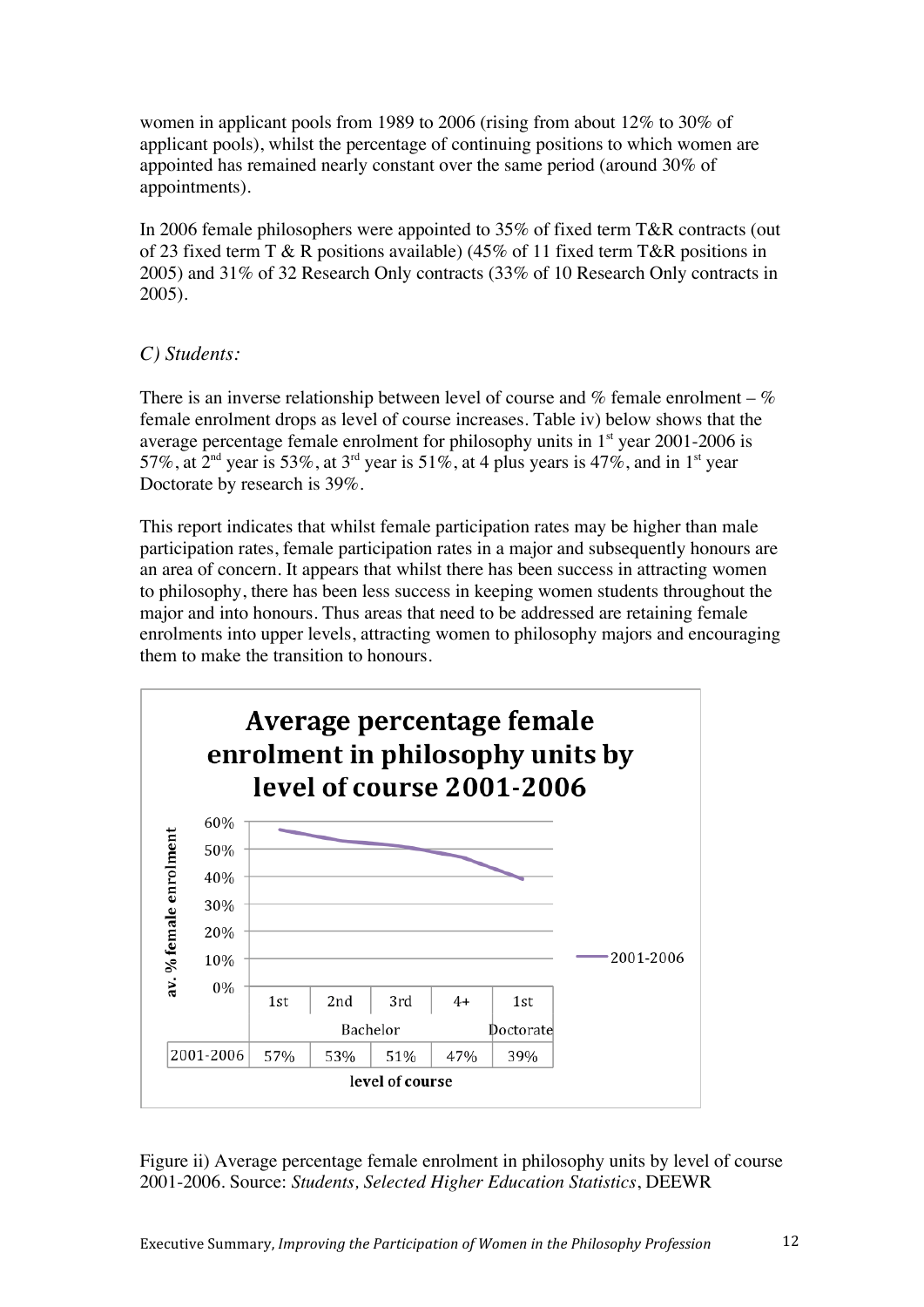women in applicant pools from 1989 to 2006 (rising from about 12% to 30% of applicant pools), whilst the percentage of continuing positions to which women are appointed has remained nearly constant over the same period (around 30% of appointments).

In 2006 female philosophers were appointed to 35% of fixed term T&R contracts (out of 23 fixed term T & R positions available) (45% of 11 fixed term T&R positions in 2005) and 31% of 32 Research Only contracts (33% of 10 Research Only contracts in 2005).

### *C) Students:*

There is an inverse relationship between level of course and % female enrolment – % female enrolment drops as level of course increases. Table iv) below shows that the average percentage female enrolment for philosophy units in 1st year 2001-2006 is 57%, at 2nd year is 53%, at 3rd year is 51%, at 4 plus years is 47%, and in 1st year Doctorate by research is 39%.

This report indicates that whilst female participation rates may be higher than male participation rates, female participation rates in a major and subsequently honours are an area of concern. It appears that whilst there has been success in attracting women to philosophy, there has been less success in keeping women students throughout the major and into honours. Thus areas that need to be addressed are retaining female enrolments into upper levels, attracting women to philosophy majors and encouraging them to make the transition to honours.

**Average percentage female enrolment in philosophy units by level of course 2001-2006**

| level of course | 1st (Bachelor) | 2nd (Bachelor) | 3rd (Bachelor) | 4+ (Bachelor) | 1st (Doctorate) |
| --- | --- | --- | --- | --- | --- |
| 2001-2006 | 57% | 53% | 51% | 47% | 39% |

Figure ii) Average percentage female enrolment in philosophy units by level of course 2001-2006. Source: *Students, Selected Higher Education Statistics*, DEEWR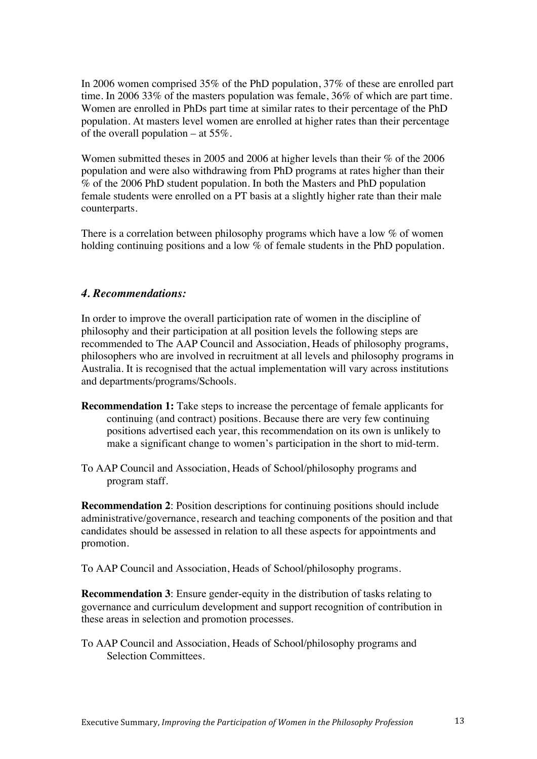In 2006 women comprised 35% of the PhD population, 37% of these are enrolled part time. In 2006 33% of the masters population was female, 36% of which are part time. Women are enrolled in PhDs part time at similar rates to their percentage of the PhD population. At masters level women are enrolled at higher rates than their percentage of the overall population – at 55%.

Women submitted theses in 2005 and 2006 at higher levels than their % of the 2006 population and were also withdrawing from PhD programs at rates higher than their % of the 2006 PhD student population. In both the Masters and PhD population female students were enrolled on a PT basis at a slightly higher rate than their male counterparts.

There is a correlation between philosophy programs which have a low % of women holding continuing positions and a low % of female students in the PhD population.

## *4. Recommendations:*

In order to improve the overall participation rate of women in the discipline of philosophy and their participation at all position levels the following steps are recommended to The AAP Council and Association, Heads of philosophy programs, philosophers who are involved in recruitment at all levels and philosophy programs in Australia. It is recognised that the actual implementation will vary across institutions and departments/programs/Schools.

**Recommendation 1:** Take steps to increase the percentage of female applicants for continuing (and contract) positions. Because there are very few continuing positions advertised each year, this recommendation on its own is unlikely to make a significant change to women's participation in the short to mid-term.

To AAP Council and Association, Heads of School/philosophy programs and program staff.

**Recommendation 2**: Position descriptions for continuing positions should include administrative/governance, research and teaching components of the position and that candidates should be assessed in relation to all these aspects for appointments and promotion.

To AAP Council and Association, Heads of School/philosophy programs.

**Recommendation 3**: Ensure gender-equity in the distribution of tasks relating to governance and curriculum development and support recognition of contribution in these areas in selection and promotion processes.

To AAP Council and Association, Heads of School/philosophy programs and Selection Committees.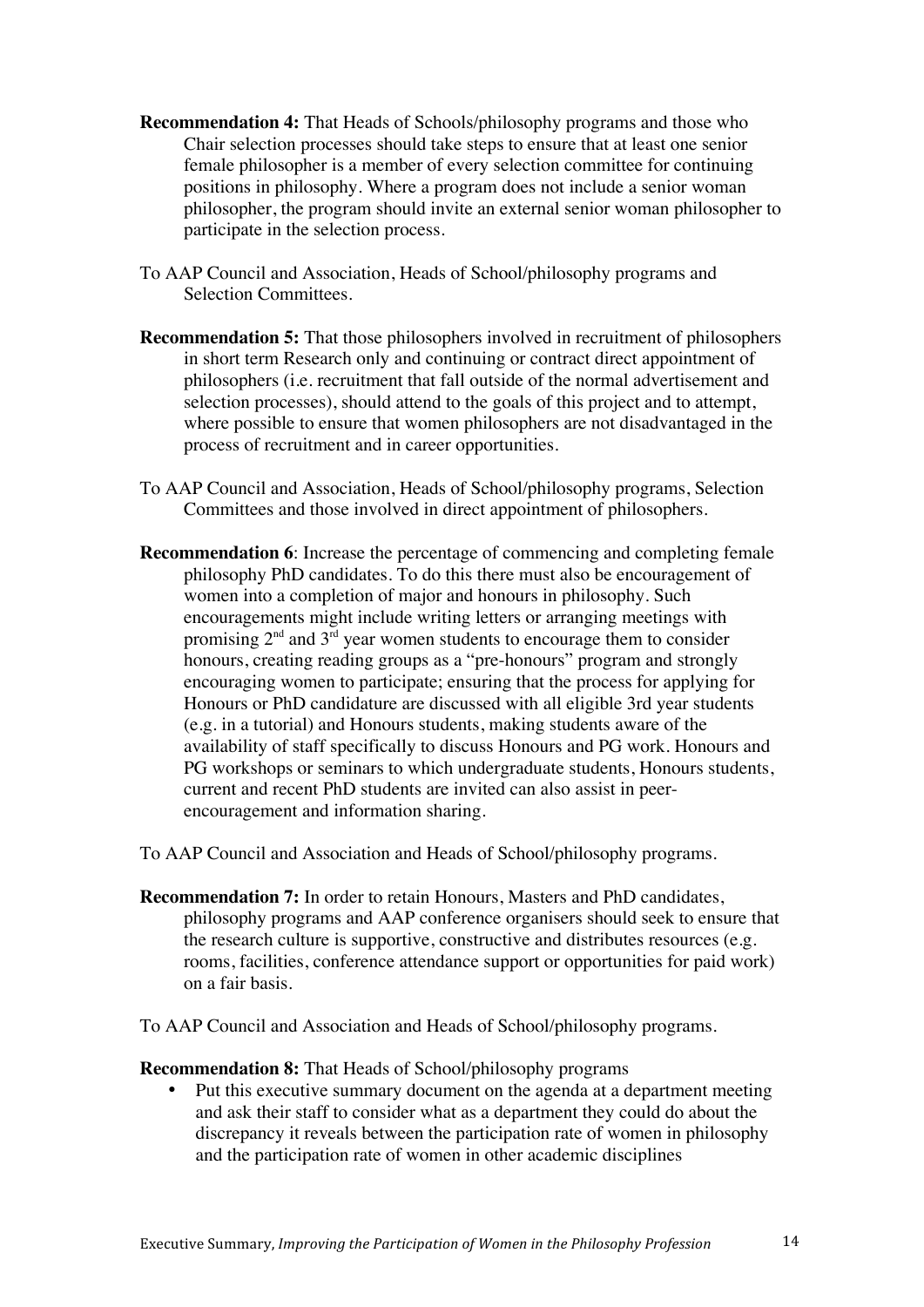**Recommendation 4:** That Heads of Schools/philosophy programs and those who Chair selection processes should take steps to ensure that at least one senior female philosopher is a member of every selection committee for continuing positions in philosophy. Where a program does not include a senior woman philosopher, the program should invite an external senior woman philosopher to participate in the selection process.

To AAP Council and Association, Heads of School/philosophy programs and Selection Committees.

**Recommendation 5:** That those philosophers involved in recruitment of philosophers in short term Research only and continuing or contract direct appointment of philosophers (i.e. recruitment that fall outside of the normal advertisement and selection processes), should attend to the goals of this project and to attempt, where possible to ensure that women philosophers are not disadvantaged in the process of recruitment and in career opportunities.

To AAP Council and Association, Heads of School/philosophy programs, Selection Committees and those involved in direct appointment of philosophers.

**Recommendation 6**: Increase the percentage of commencing and completing female philosophy PhD candidates. To do this there must also be encouragement of women into a completion of major and honours in philosophy. Such encouragements might include writing letters or arranging meetings with promising 2nd and 3rd year women students to encourage them to consider honours, creating reading groups as a "pre-honours" program and strongly encouraging women to participate; ensuring that the process for applying for Honours or PhD candidature are discussed with all eligible 3rd year students (e.g. in a tutorial) and Honours students, making students aware of the availability of staff specifically to discuss Honours and PG work. Honours and PG workshops or seminars to which undergraduate students, Honours students, current and recent PhD students are invited can also assist in peer-encouragement and information sharing.

To AAP Council and Association and Heads of School/philosophy programs.

**Recommendation 7:** In order to retain Honours, Masters and PhD candidates, philosophy programs and AAP conference organisers should seek to ensure that the research culture is supportive, constructive and distributes resources (e.g. rooms, facilities, conference attendance support or opportunities for paid work) on a fair basis.

To AAP Council and Association and Heads of School/philosophy programs.

**Recommendation 8:** That Heads of School/philosophy programs

- Put this executive summary document on the agenda at a department meeting and ask their staff to consider what as a department they could do about the discrepancy it reveals between the participation rate of women in philosophy and the participation rate of women in other academic disciplines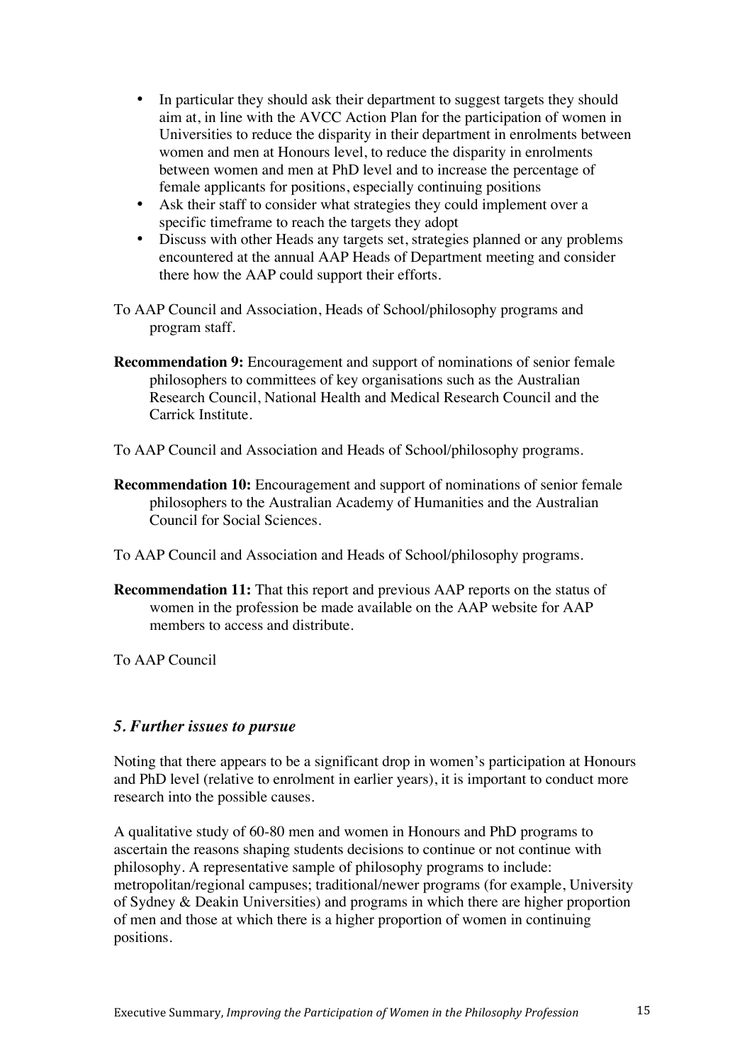- In particular they should ask their department to suggest targets they should aim at, in line with the AVCC Action Plan for the participation of women in Universities to reduce the disparity in their department in enrolments between women and men at Honours level, to reduce the disparity in enrolments between women and men at PhD level and to increase the percentage of female applicants for positions, especially continuing positions
- Ask their staff to consider what strategies they could implement over a specific timeframe to reach the targets they adopt
- Discuss with other Heads any targets set, strategies planned or any problems encountered at the annual AAP Heads of Department meeting and consider there how the AAP could support their efforts.

To AAP Council and Association, Heads of School/philosophy programs and program staff.

**Recommendation 9:** Encouragement and support of nominations of senior female philosophers to committees of key organisations such as the Australian Research Council, National Health and Medical Research Council and the Carrick Institute.

To AAP Council and Association and Heads of School/philosophy programs.

**Recommendation 10:** Encouragement and support of nominations of senior female philosophers to the Australian Academy of Humanities and the Australian Council for Social Sciences.

To AAP Council and Association and Heads of School/philosophy programs.

**Recommendation 11:** That this report and previous AAP reports on the status of women in the profession be made available on the AAP website for AAP members to access and distribute.

To AAP Council

## *5. Further issues to pursue*

Noting that there appears to be a significant drop in women's participation at Honours and PhD level (relative to enrolment in earlier years), it is important to conduct more research into the possible causes.

A qualitative study of 60-80 men and women in Honours and PhD programs to ascertain the reasons shaping students decisions to continue or not continue with philosophy. A representative sample of philosophy programs to include: metropolitan/regional campuses; traditional/newer programs (for example, University of Sydney & Deakin Universities) and programs in which there are higher proportion of men and those at which there is a higher proportion of women in continuing positions.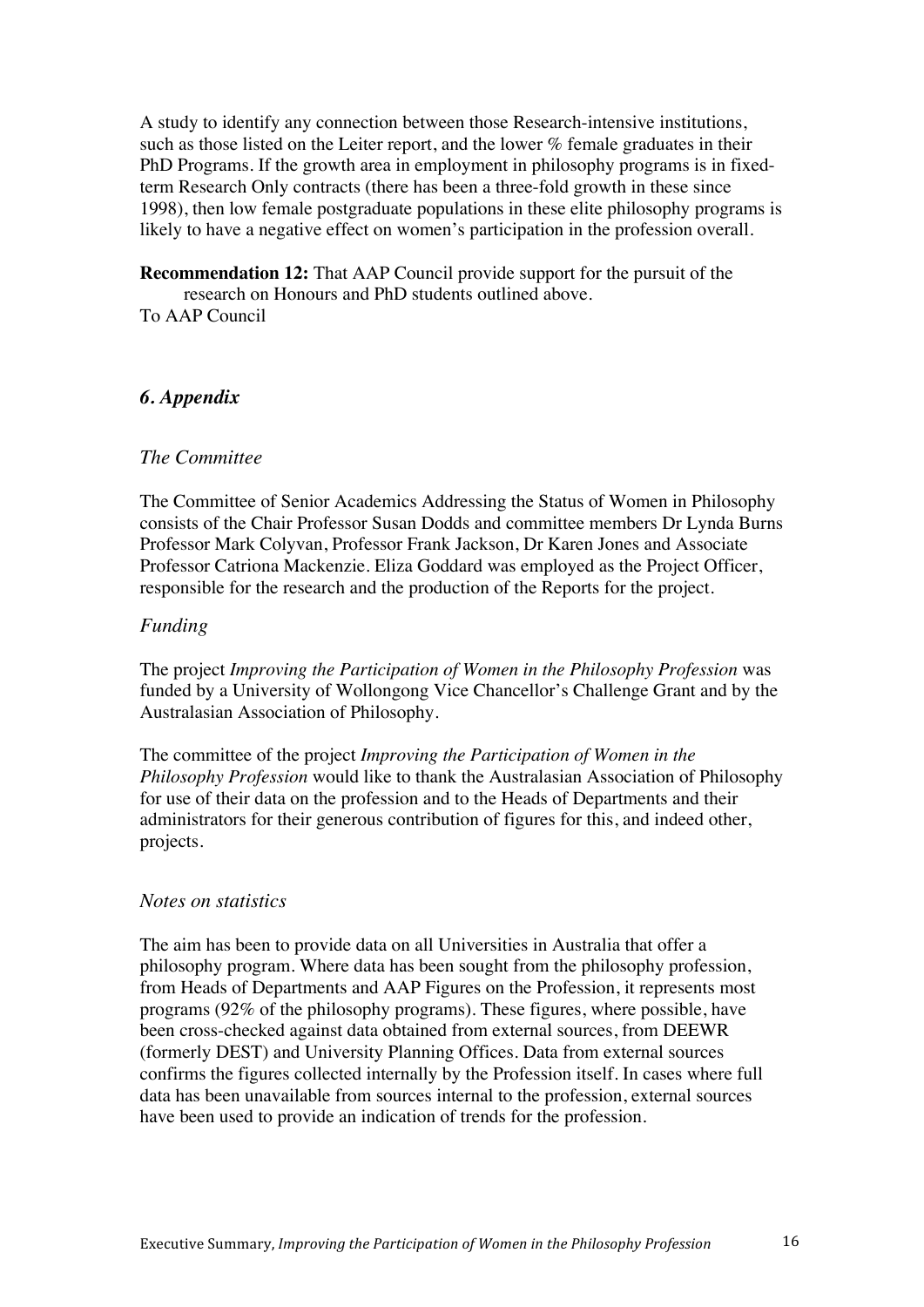A study to identify any connection between those Research-intensive institutions, such as those listed on the Leiter report, and the lower % female graduates in their PhD Programs. If the growth area in employment in philosophy programs is in fixed-term Research Only contracts (there has been a three-fold growth in these since 1998), then low female postgraduate populations in these elite philosophy programs is likely to have a negative effect on women's participation in the profession overall.

**Recommendation 12:** That AAP Council provide support for the pursuit of the research on Honours and PhD students outlined above.
To AAP Council

## *6. Appendix*

### *The Committee*

The Committee of Senior Academics Addressing the Status of Women in Philosophy consists of the Chair Professor Susan Dodds and committee members Dr Lynda Burns Professor Mark Colyvan, Professor Frank Jackson, Dr Karen Jones and Associate Professor Catriona Mackenzie. Eliza Goddard was employed as the Project Officer, responsible for the research and the production of the Reports for the project.

### *Funding*

The project *Improving the Participation of Women in the Philosophy Profession* was funded by a University of Wollongong Vice Chancellor's Challenge Grant and by the Australasian Association of Philosophy.

The committee of the project *Improving the Participation of Women in the Philosophy Profession* would like to thank the Australasian Association of Philosophy for use of their data on the profession and to the Heads of Departments and their administrators for their generous contribution of figures for this, and indeed other, projects.

### *Notes on statistics*

The aim has been to provide data on all Universities in Australia that offer a philosophy program. Where data has been sought from the philosophy profession, from Heads of Departments and AAP Figures on the Profession, it represents most programs (92% of the philosophy programs). These figures, where possible, have been cross-checked against data obtained from external sources, from DEEWR (formerly DEST) and University Planning Offices. Data from external sources confirms the figures collected internally by the Profession itself. In cases where full data has been unavailable from sources internal to the profession, external sources have been used to provide an indication of trends for the profession.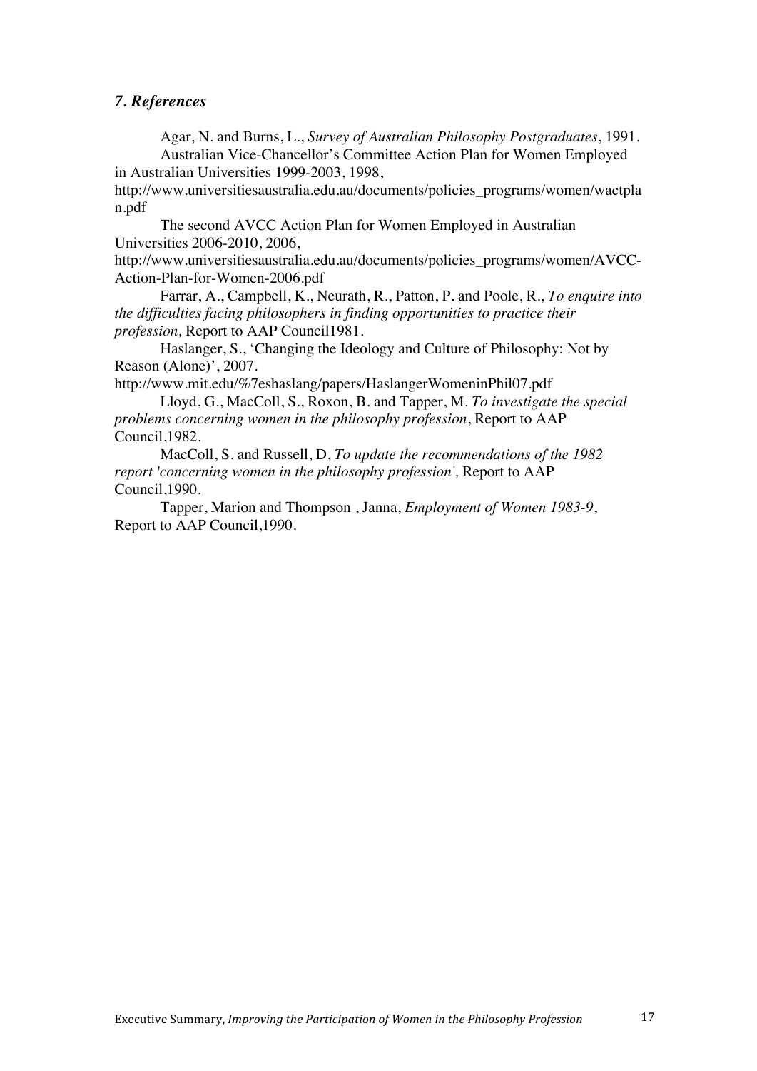### *7. References*

Agar, N. and Burns, L., *Survey of Australian Philosophy Postgraduates*, 1991.

Australian Vice-Chancellor's Committee Action Plan for Women Employed in Australian Universities 1999-2003, 1998, http://www.universitiesaustralia.edu.au/documents/policies_programs/women/wactplan.pdf

The second AVCC Action Plan for Women Employed in Australian Universities 2006-2010, 2006, http://www.universitiesaustralia.edu.au/documents/policies_programs/women/AVCC-Action-Plan-for-Women-2006.pdf

Farrar, A., Campbell, K., Neurath, R., Patton, P. and Poole, R., *To enquire into the difficulties facing philosophers in finding opportunities to practice their profession,* Report to AAP Council1981.

Haslanger, S., 'Changing the Ideology and Culture of Philosophy: Not by Reason (Alone)', 2007. http://www.mit.edu/%7eshaslang/papers/HaslangerWomeninPhil07.pdf

Lloyd, G., MacColl, S., Roxon, B. and Tapper, M. *To investigate the special problems concerning women in the philosophy profession*, Report to AAP Council,1982.

MacColl, S. and Russell, D, *To update the recommendations of the 1982 report 'concerning women in the philosophy profession',* Report to AAP Council,1990.

Tapper, Marion and Thompson , Janna, *Employment of Women 1983-9*, Report to AAP Council,1990.